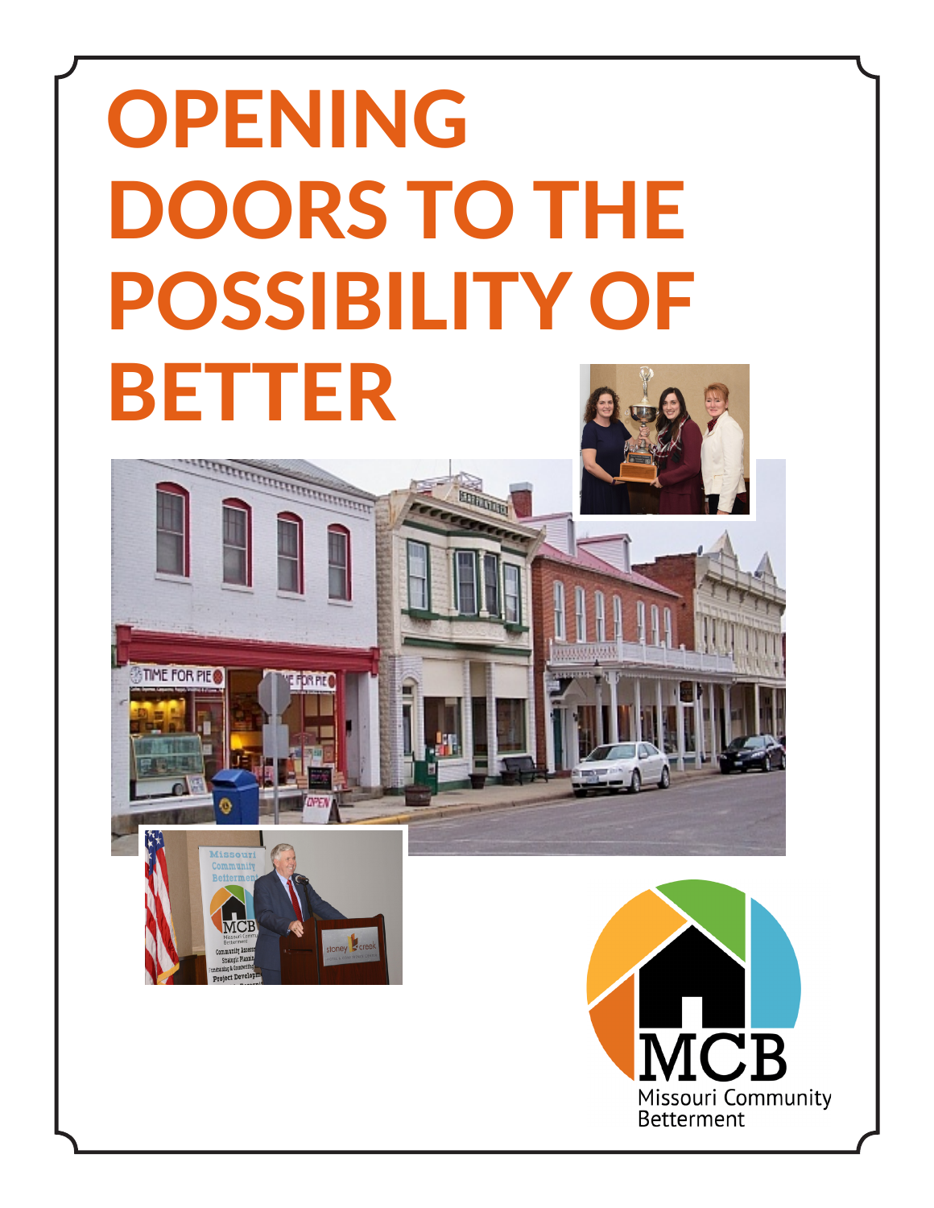# OPENING DOORS TO THE POSSIBILITY OF BETTER

MCB

Missouri Community Betterment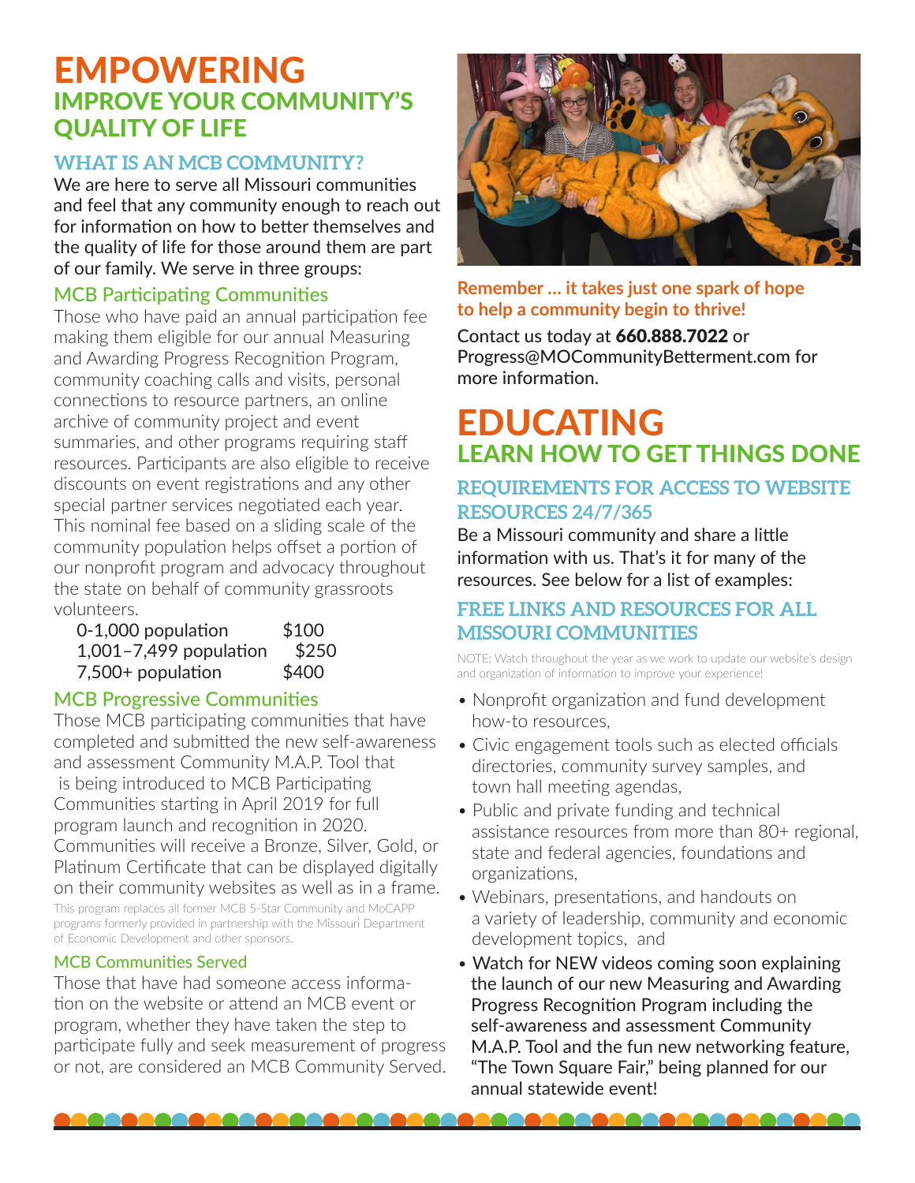# EMPOWERING
## IMPROVE YOUR COMMUNITY'S QUALITY OF LIFE

### WHAT IS AN MCB COMMUNITY?

We are here to serve all Missouri communities and feel that any community enough to reach out for information on how to better themselves and the quality of life for those around them are part of our family. We serve in three groups:

#### MCB Participating Communities

Those who have paid an annual participation fee making them eligible for our annual Measuring and Awarding Progress Recognition Program, community coaching calls and visits, personal connections to resource partners, an online archive of community project and event summaries, and other programs requiring staff resources. Participants are also eligible to receive discounts on event registrations and any other special partner services negotiated each year. This nominal fee based on a sliding scale of the community population helps offset a portion of our nonprofit program and advocacy throughout the state on behalf of community grassroots volunteers.

| | |
|---|---|
| 0-1,000 population | $100 |
| 1,001–7,499 population | $250 |
| 7,500+ population | $400 |

#### MCB Progressive Communities

Those MCB participating communities that have completed and submitted the new self-awareness and assessment Community M.A.P. Tool that is being introduced to MCB Participating Communities starting in April 2019 for full program launch and recognition in 2020. Communities will receive a Bronze, Silver, Gold, or Platinum Certificate that can be displayed digitally on their community websites as well as in a frame.

This program replaces all former MCB 5-Star Community and MoCAPP programs formerly provided in partnership with the Missouri Department of Economic Development and other sponsors.

#### MCB Communities Served

Those that have had someone access information on the website or attend an MCB event or program, whether they have taken the step to participate fully and seek measurement of progress or not, are considered an MCB Community Served.

**Remember ... it takes just one spark of hope to help a community begin to thrive!**

Contact us today at **660.888.7022** or Progress@MOCommunityBetterment.com for more information.

# EDUCATING
## LEARN HOW TO GET THINGS DONE

### REQUIREMENTS FOR ACCESS TO WEBSITE RESOURCES 24/7/365

Be a Missouri community and share a little information with us. That's it for many of the resources. See below for a list of examples:

### FREE LINKS AND RESOURCES FOR ALL MISSOURI COMMUNITIES

NOTE: Watch throughout the year as we work to update our website's design and organization of information to improve your experience!

- Nonprofit organization and fund development how-to resources,
- Civic engagement tools such as elected officials directories, community survey samples, and town hall meeting agendas,
- Public and private funding and technical assistance resources from more than 80+ regional, state and federal agencies, foundations and organizations,
- Webinars, presentations, and handouts on a variety of leadership, community and economic development topics, and
- Watch for NEW videos coming soon explaining the launch of our new Measuring and Awarding Progress Recognition Program including the self-awareness and assessment Community M.A.P. Tool and the fun new networking feature, "The Town Square Fair," being planned for our annual statewide event!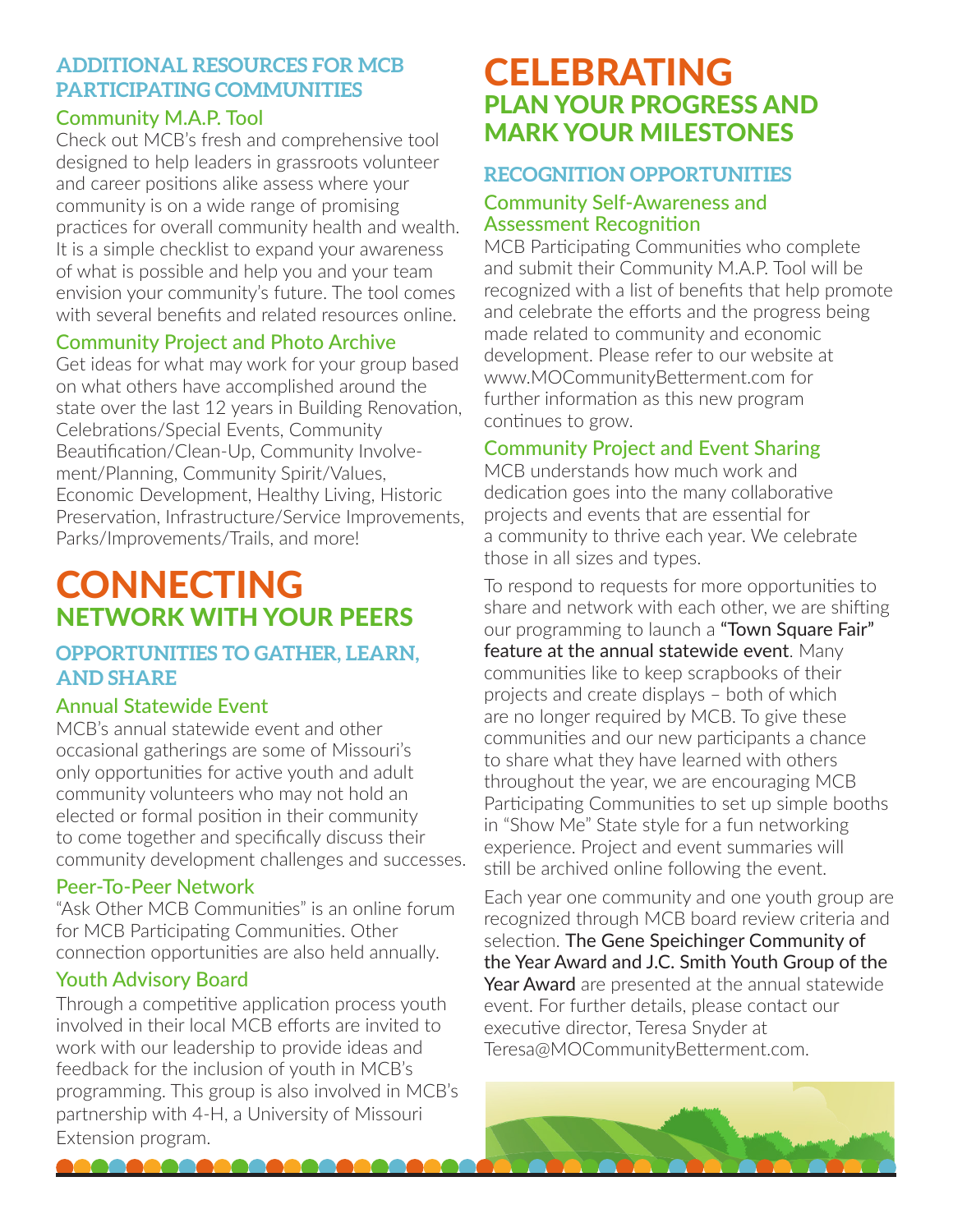## ADDITIONAL RESOURCES FOR MCB PARTICIPATING COMMUNITIES

### Community M.A.P. Tool

Check out MCB's fresh and comprehensive tool designed to help leaders in grassroots volunteer and career positions alike assess where your community is on a wide range of promising practices for overall community health and wealth. It is a simple checklist to expand your awareness of what is possible and help you and your team envision your community's future. The tool comes with several benefits and related resources online.

### Community Project and Photo Archive

Get ideas for what may work for your group based on what others have accomplished around the state over the last 12 years in Building Renovation, Celebrations/Special Events, Community Beautification/Clean-Up, Community Involvement/Planning, Community Spirit/Values, Economic Development, Healthy Living, Historic Preservation, Infrastructure/Service Improvements, Parks/Improvements/Trails, and more!

# CONNECTING

## NETWORK WITH YOUR PEERS

## OPPORTUNITIES TO GATHER, LEARN, AND SHARE

### Annual Statewide Event

MCB's annual statewide event and other occasional gatherings are some of Missouri's only opportunities for active youth and adult community volunteers who may not hold an elected or formal position in their community to come together and specifically discuss their community development challenges and successes.

### Peer-To-Peer Network

"Ask Other MCB Communities" is an online forum for MCB Participating Communities. Other connection opportunities are also held annually.

### Youth Advisory Board

Through a competitive application process youth involved in their local MCB efforts are invited to work with our leadership to provide ideas and feedback for the inclusion of youth in MCB's programming. This group is also involved in MCB's partnership with 4-H, a University of Missouri Extension program.

# CELEBRATING

## PLAN YOUR PROGRESS AND MARK YOUR MILESTONES

## RECOGNITION OPPORTUNITIES

### Community Self-Awareness and Assessment Recognition

MCB Participating Communities who complete and submit their Community M.A.P. Tool will be recognized with a list of benefits that help promote and celebrate the efforts and the progress being made related to community and economic development. Please refer to our website at www.MOCommunityBetterment.com for further information as this new program continues to grow.

### Community Project and Event Sharing

MCB understands how much work and dedication goes into the many collaborative projects and events that are essential for a community to thrive each year. We celebrate those in all sizes and types.

To respond to requests for more opportunities to share and network with each other, we are shifting our programming to launch a **"Town Square Fair" feature at the annual statewide event**. Many communities like to keep scrapbooks of their projects and create displays – both of which are no longer required by MCB. To give these communities and our new participants a chance to share what they have learned with others throughout the year, we are encouraging MCB Participating Communities to set up simple booths in "Show Me" State style for a fun networking experience. Project and event summaries will still be archived online following the event.

Each year one community and one youth group are recognized through MCB board review criteria and selection. **The Gene Speichinger Community of the Year Award and J.C. Smith Youth Group of the Year Award** are presented at the annual statewide event. For further details, please contact our executive director, Teresa Snyder at Teresa@MOCommunityBetterment.com.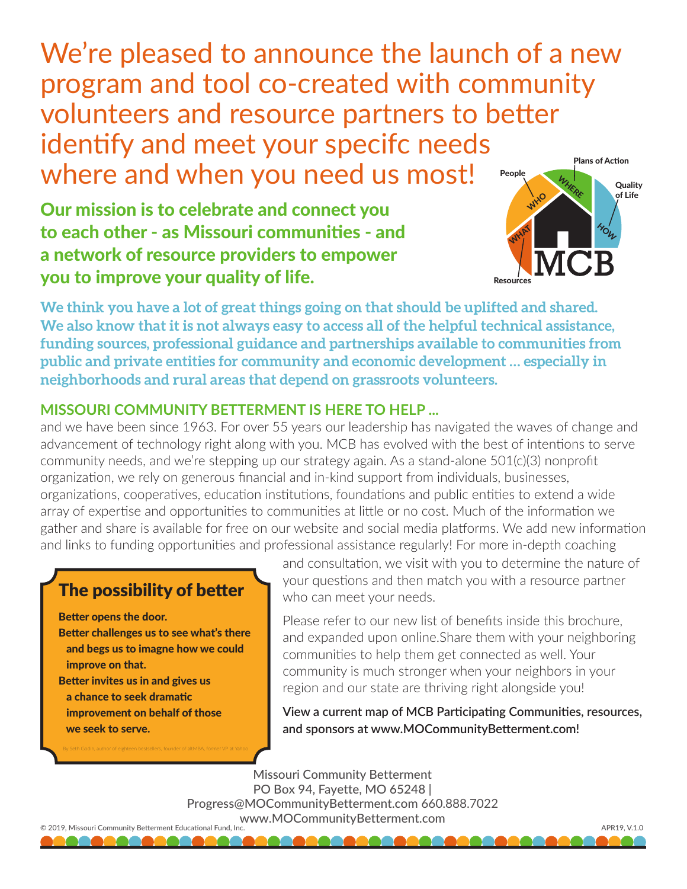# We're pleased to announce the launch of a new program and tool co-created with community volunteers and resource partners to better identify and meet your specifc needs where and when you need us most!

**Our mission is to celebrate and connect you to each other - as Missouri communities - and a network of resource providers to empower you to improve your quality of life.**

People
WHO
Plans of Action
WHERE
Quality of Life
HOW
Resources
WHAT
MCB

**We think you have a lot of great things going on that should be uplifted and shared. We also know that it is not always easy to access all of the helpful technical assistance, funding sources, professional guidance and partnerships available to communities from public and private entities for community and economic development ... especially in neighborhoods and rural areas that depend on grassroots volunteers.**

## MISSOURI COMMUNITY BETTERMENT IS HERE TO HELP ...

and we have been since 1963. For over 55 years our leadership has navigated the waves of change and advancement of technology right along with you. MCB has evolved with the best of intentions to serve community needs, and we're stepping up our strategy again. As a stand-alone 501(c)(3) nonprofit organization, we rely on generous financial and in-kind support from individuals, businesses, organizations, cooperatives, education institutions, foundations and public entities to extend a wide array of expertise and opportunities to communities at little or no cost. Much of the information we gather and share is available for free on our website and social media platforms. We add new information and links to funding opportunities and professional assistance regularly! For more in-depth coaching and consultation, we visit with you to determine the nature of your questions and then match you with a resource partner who can meet your needs.

Please refer to our new list of benefits inside this brochure, and expanded upon online.Share them with your neighboring communities to help them get connected as well. Your community is much stronger when your neighbors in your region and our state are thriving right alongside you!

**View a current map of MCB Participating Communities, resources, and sponsors at www.MOCommunityBetterment.com!**

## The possibility of better

**Better opens the door.**
**Better challenges us to see what's there and begs us to imagne how we could improve on that.**
**Better invites us in and gives us a chance to seek dramatic improvement on behalf of those we seek to serve.**

By Seth Godin, author of eighteen bestsellers, founder of altMBA, former VP at Yahoo

Missouri Community Betterment
PO Box 94, Fayette, MO 65248 |
Progress@MOCommunityBetterment.com 660.888.7022
www.MOCommunityBetterment.com

© 2019, Missouri Community Betterment Educational Fund, Inc.

APR19, V.1.0